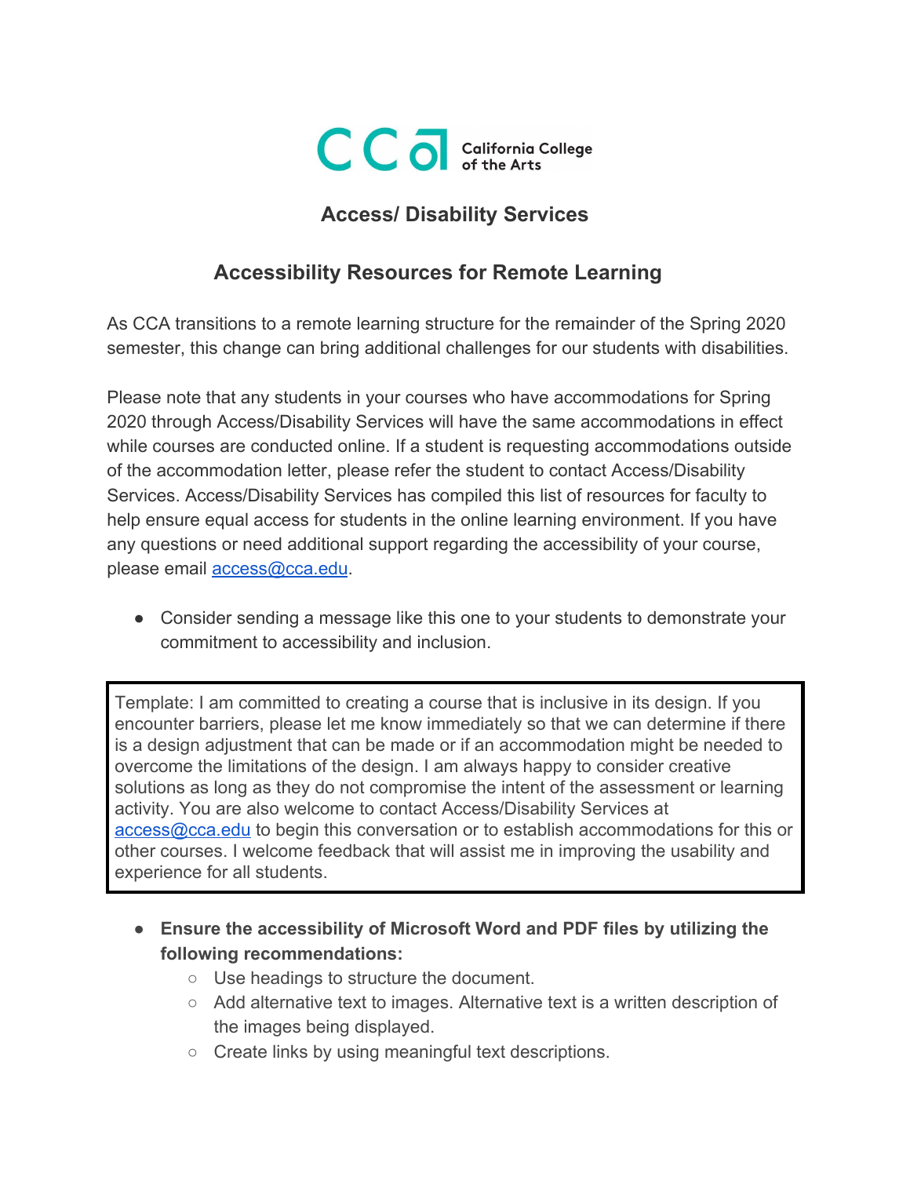CCA California College of the Arts

## Access/ Disability Services

## Accessibility Resources for Remote Learning

As CCA transitions to a remote learning structure for the remainder of the Spring 2020 semester, this change can bring additional challenges for our students with disabilities.

Please note that any students in your courses who have accommodations for Spring 2020 through Access/Disability Services will have the same accommodations in effect while courses are conducted online. If a student is requesting accommodations outside of the accommodation letter, please refer the student to contact Access/Disability Services. Access/Disability Services has compiled this list of resources for faculty to help ensure equal access for students in the online learning environment. If you have any questions or need additional support regarding the accessibility of your course, please email [access@cca.edu](mailto:access@cca.edu).

- Consider sending a message like this one to your students to demonstrate your commitment to accessibility and inclusion.

> Template: I am committed to creating a course that is inclusive in its design. If you encounter barriers, please let me know immediately so that we can determine if there is a design adjustment that can be made or if an accommodation might be needed to overcome the limitations of the design. I am always happy to consider creative solutions as long as they do not compromise the intent of the assessment or learning activity. You are also welcome to contact Access/Disability Services at [access@cca.edu](mailto:access@cca.edu) to begin this conversation or to establish accommodations for this or other courses. I welcome feedback that will assist me in improving the usability and experience for all students.

- **Ensure the accessibility of Microsoft Word and PDF files by utilizing the following recommendations:**
  - Use headings to structure the document.
  - Add alternative text to images. Alternative text is a written description of the images being displayed.
  - Create links by using meaningful text descriptions.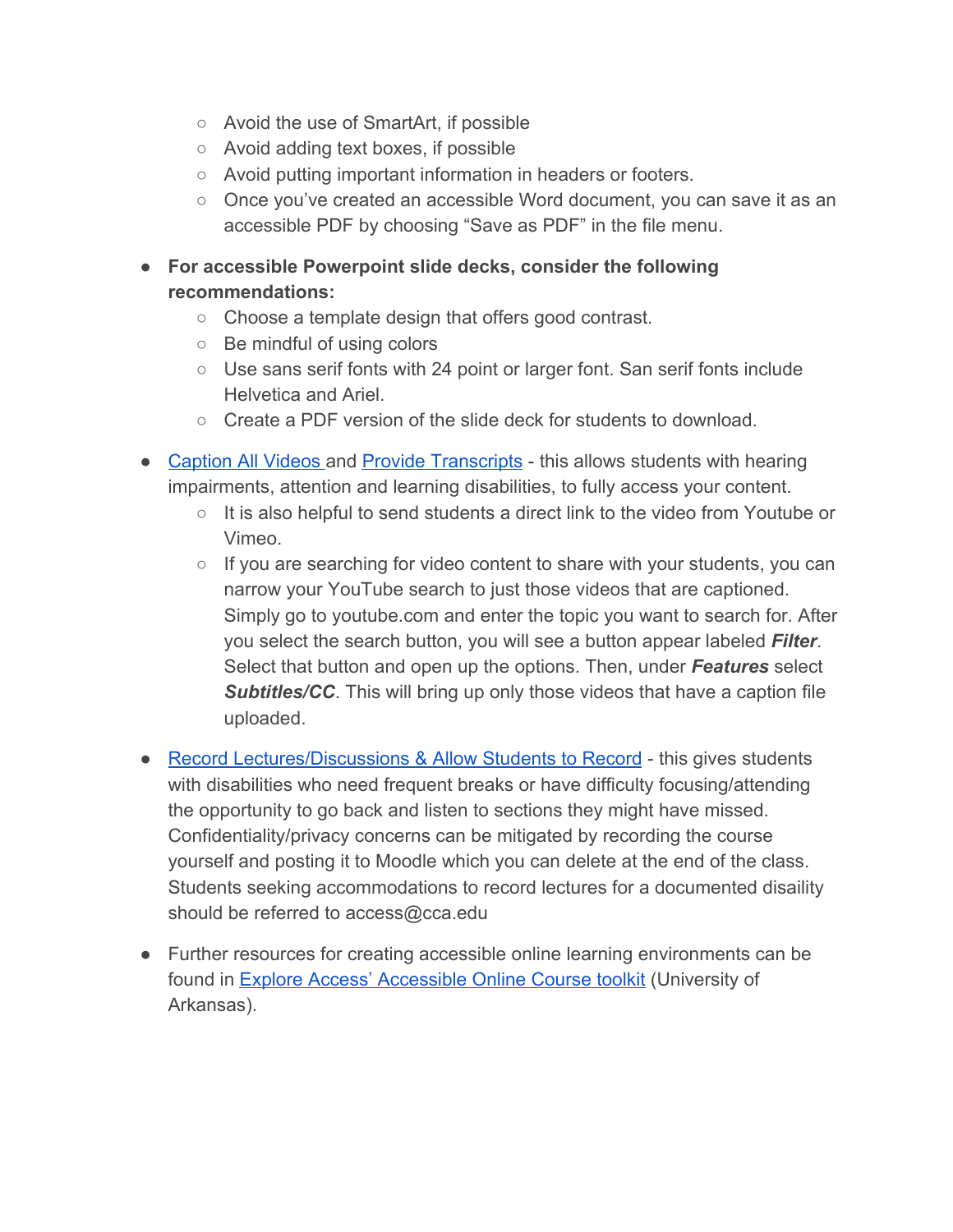- Avoid the use of SmartArt, if possible
  - Avoid adding text boxes, if possible
  - Avoid putting important information in headers or footers.
  - Once you've created an accessible Word document, you can save it as an accessible PDF by choosing "Save as PDF" in the file menu.

- **For accessible Powerpoint slide decks, consider the following recommendations:**
  - Choose a template design that offers good contrast.
  - Be mindful of using colors
  - Use sans serif fonts with 24 point or larger font. San serif fonts include Helvetica and Ariel.
  - Create a PDF version of the slide deck for students to download.

- Caption All Videos and Provide Transcripts - this allows students with hearing impairments, attention and learning disabilities, to fully access your content.
  - It is also helpful to send students a direct link to the video from Youtube or Vimeo.
  - If you are searching for video content to share with your students, you can narrow your YouTube search to just those videos that are captioned. Simply go to youtube.com and enter the topic you want to search for. After you select the search button, you will see a button appear labeled ***Filter***. Select that button and open up the options. Then, under ***Features*** select ***Subtitles/CC***. This will bring up only those videos that have a caption file uploaded.

- Record Lectures/Discussions & Allow Students to Record - this gives students with disabilities who need frequent breaks or have difficulty focusing/attending the opportunity to go back and listen to sections they might have missed. Confidentiality/privacy concerns can be mitigated by recording the course yourself and posting it to Moodle which you can delete at the end of the class. Students seeking accommodations to record lectures for a documented disaility should be referred to access@cca.edu

- Further resources for creating accessible online learning environments can be found in Explore Access' Accessible Online Course toolkit (University of Arkansas).